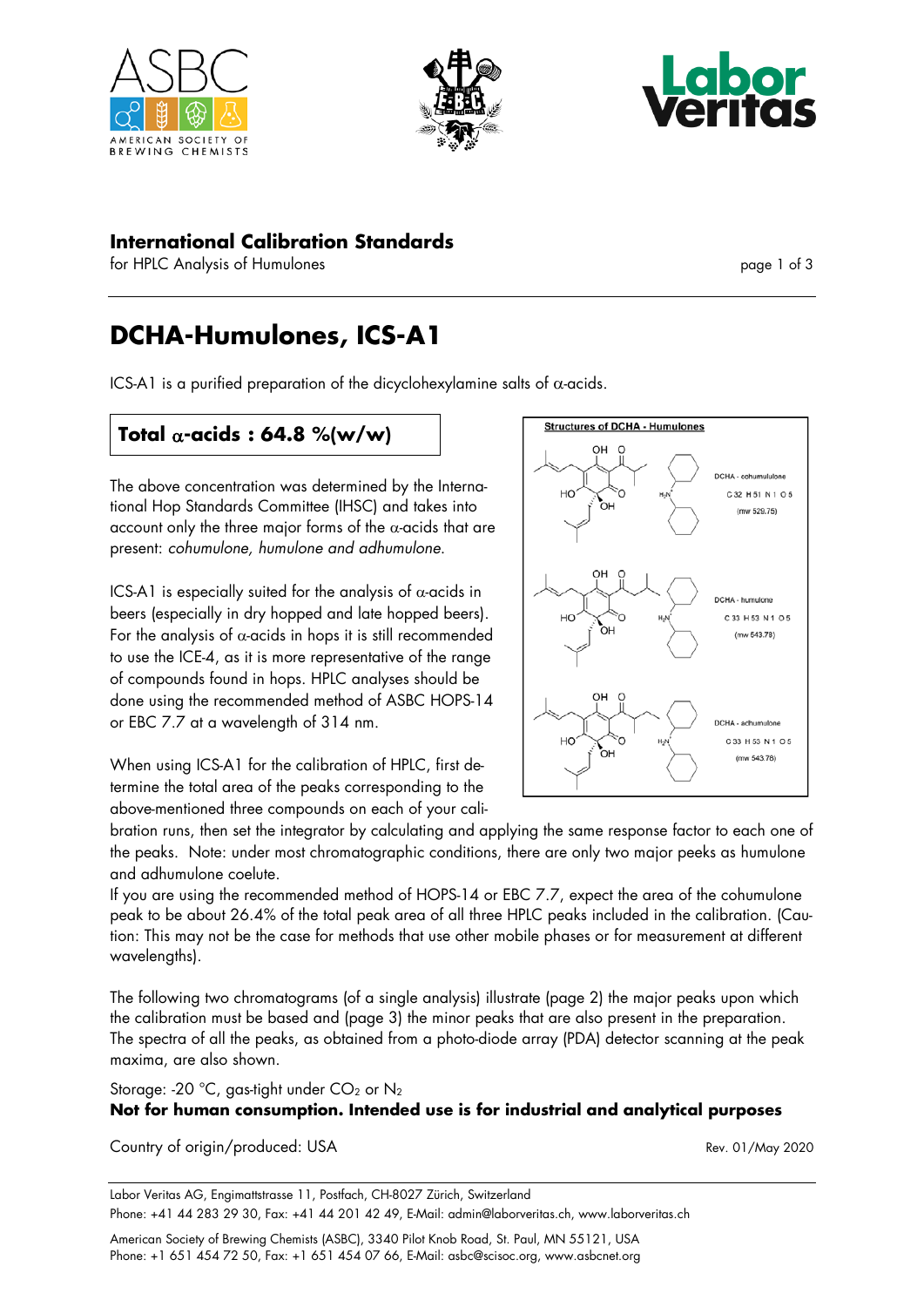# International Calibration Standards

for HPLC Analysis of Humulones

## DCHA-Humulones, ICS-A1

ICS-A1 is a purified preparation of the dicyclohexylamine salts of α-acids.

**Total α-acids : 64.8 %(w/w)**

The above concentration was determined by the International Hop Standards Committee (IHSC) and takes into account only the three major forms of the α-acids that are present: *cohumulone, humulone and adhumulone.*

ICS-A1 is especially suited for the analysis of α-acids in beers (especially in dry hopped and late hopped beers). For the analysis of α-acids in hops it is still recommended to use the ICE-4, as it is more representative of the range of compounds found in hops. HPLC analyses should be done using the recommended method of ASBC HOPS-14 or EBC 7.7 at a wavelength of 314 nm.

**Structures of DCHA - Humulones**

DCHA - cohumulone: $C_{32}H_{51}NO_5$ (mw 529.75)

DCHA - humulone: $C_{33}H_{53}NO_5$ (mw 543.78)

DCHA - adhumulone: $C_{33}H_{53}NO_5$ (mw 543.78)

When using ICS-A1 for the calibration of HPLC, first determine the total area of the peaks corresponding to the above-mentioned three compounds on each of your calibration runs, then set the integrator by calculating and applying the same response factor to each one of the peaks. Note: under most chromatographic conditions, there are only two major peeks as humulone and adhumulone coelute.

If you are using the recommended method of HOPS-14 or EBC 7.7, expect the area of the cohumulone peak to be about 26.4% of the total peak area of all three HPLC peaks included in the calibration. (Caution: This may not be the case for methods that use other mobile phases or for measurement at different wavelengths).

The following two chromatograms (of a single analysis) illustrate (page 2) the major peaks upon which the calibration must be based and (page 3) the minor peaks that are also present in the preparation. The spectra of all the peaks, as obtained from a photo-diode array (PDA) detector scanning at the peak maxima, are also shown.

Storage: -20 °C, gas-tight under $CO_2$ or $N_2$

**Not for human consumption. Intended use is for industrial and analytical purposes**

Country of origin/produced: USA

Rev. 01/May 2020

Labor Veritas AG, Engimattstrasse 11, Postfach, CH-8027 Zürich, Switzerland
Phone: +41 44 283 29 30, Fax: +41 44 201 42 49, E-Mail: admin@laborveritas.ch, www.laborveritas.ch

American Society of Brewing Chemists (ASBC), 3340 Pilot Knob Road, St. Paul, MN 55121, USA
Phone: +1 651 454 72 50, Fax: +1 651 454 07 66, E-Mail: asbc@scisoc.org, www.asbcnet.org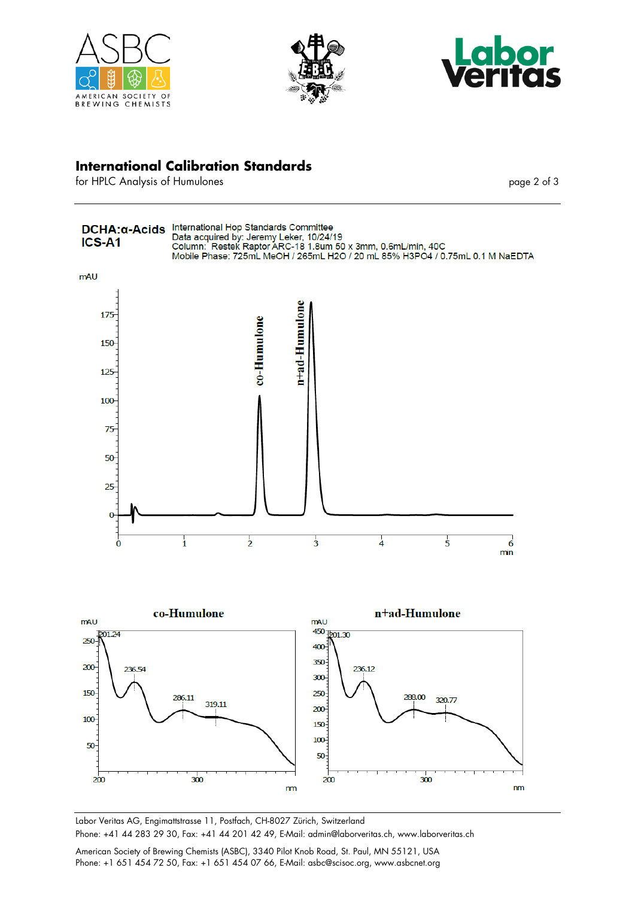## International Calibration Standards

for HPLC Analysis of Humulones

**DCHA:α-Acids**
**ICS-A1**

International Hop Standards Committee
Data acquired by: Jeremy Leker, 10/24/19
Column: Restek Raptor ARC-18 1.8um 50 x 3mm, 0.6mL/min, 40C
Mobile Phase: 725mL MeOH / 265mL H2O / 20 mL 85% H3PO4 / 0.75mL 0.1 M NaEDTA

mAU

co-Humulone

n+ad-Humulone

min

co-Humulone

mAU

201.24

236.54

286.11

319.11

nm

n+ad-Humulone

mAU

201.30

236.12

288.00

320.77

nm

Labor Veritas AG, Engimattstrasse 11, Postfach, CH-8027 Zürich, Switzerland
Phone: +41 44 283 29 30, Fax: +41 44 201 42 49, E-Mail: admin@laborveritas.ch, www.laborveritas.ch

American Society of Brewing Chemists (ASBC), 3340 Pilot Knob Road, St. Paul, MN 55121, USA
Phone: +1 651 454 72 50, Fax: +1 651 454 07 66, E-Mail: asbc@scisoc.org, www.asbcnet.org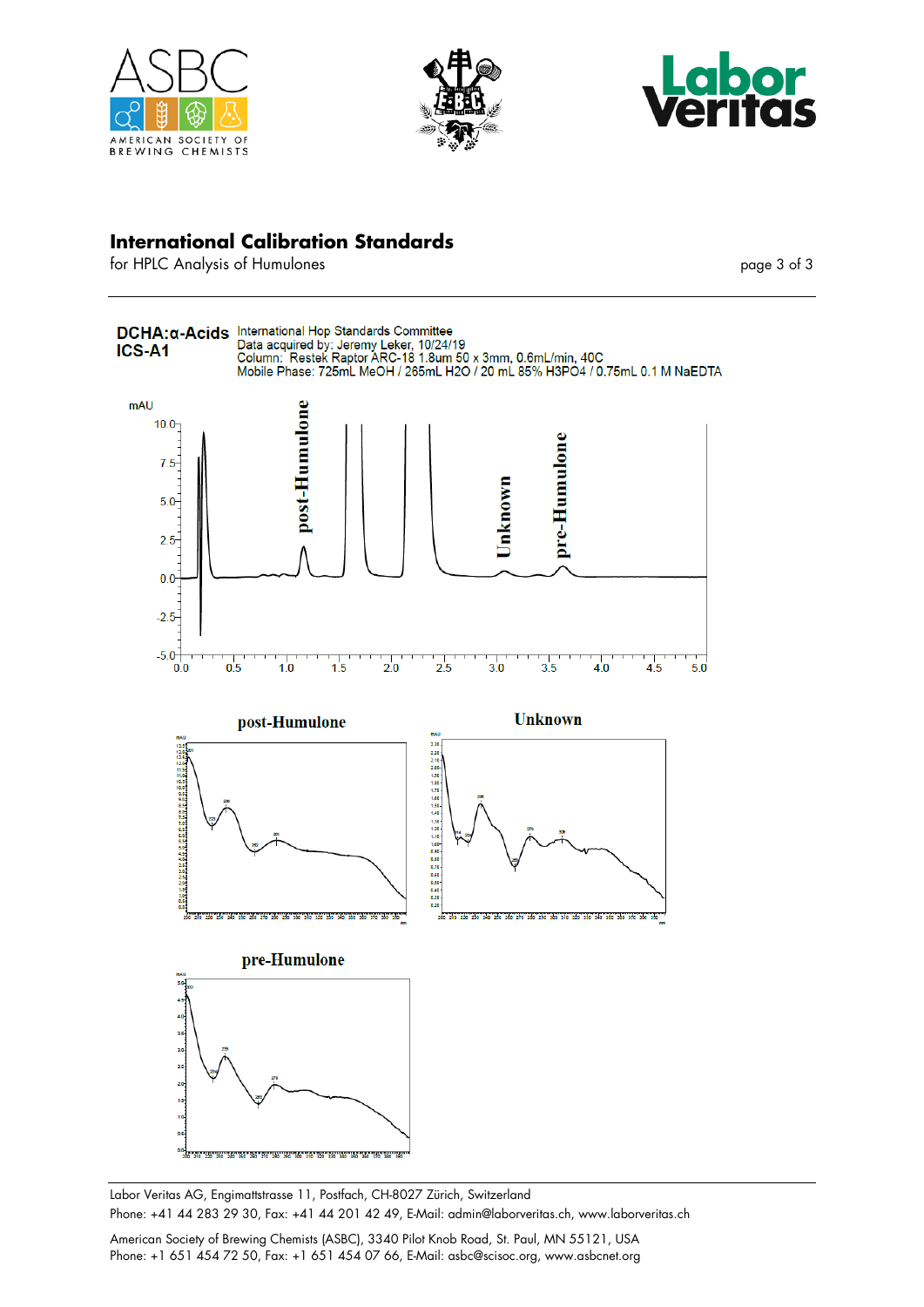# International Calibration Standards

for HPLC Analysis of Humulones

**DCHA:α-Acids**
**ICS-A1**

International Hop Standards Committee
Data acquired by: Jeremy Leker, 10/24/19
Column: Restek Raptor ARC-18 1.8um 50 x 3mm, 0.6mL/min, 40C
Mobile Phase: 725mL MeOH / 265mL H2O / 20 mL 85% H3PO4 / 0.75mL 0.1 M NaEDTA

mAU
10.0
7.5
5.0
2.5
0.0
-2.5
-5.0
0.0 0.5 1.0 1.5 2.0 2.5 3.0 3.5 4.0 4.5 5.0

post-Humulone
Unknown
pre-Humulone

**post-Humulone**

**Unknown**

**pre-Humulone**

Labor Veritas AG, Engimattstrasse 11, Postfach, CH-8027 Zürich, Switzerland
Phone: +41 44 283 29 30, Fax: +41 44 201 42 49, E-Mail: admin@laborveritas.ch, www.laborveritas.ch

American Society of Brewing Chemists (ASBC), 3340 Pilot Knob Road, St. Paul, MN 55121, USA
Phone: +1 651 454 72 50, Fax: +1 651 454 07 66, E-Mail: asbc@scisoc.org, www.asbcnet.org